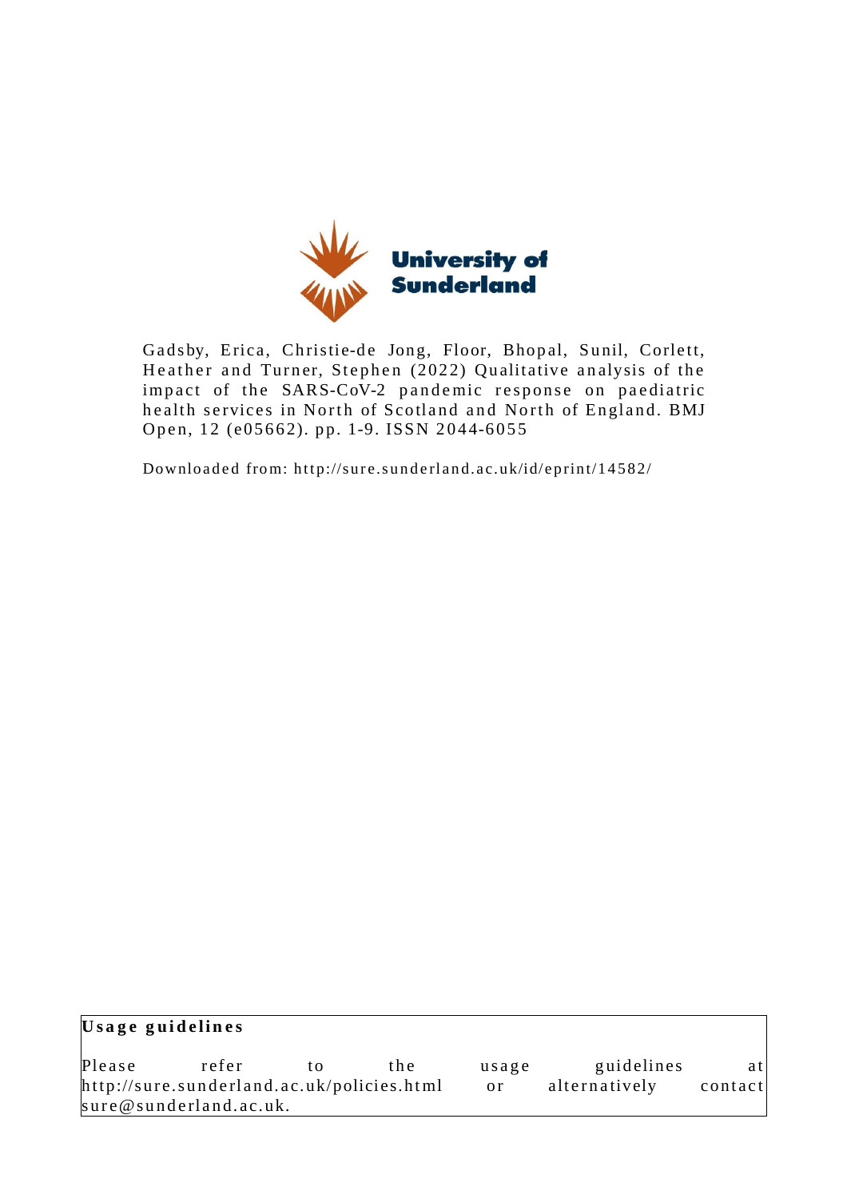Gadsby, Erica, Christie-de Jong, Floor, Bhopal, Sunil, Corlett, Heather and Turner, Stephen (2022) Qualitative analysis of the impact of the SARS-CoV-2 pandemic response on paediatric health services in North of Scotland and North of England. BMJ Open, 12 (e05662). pp. 1-9. ISSN 2044-6055

Downloaded from: http://sure.sunderland.ac.uk/id/eprint/14582/

**Usage guidelines**

Please refer to the usage guidelines at http://sure.sunderland.ac.uk/policies.html or alternatively contact sure@sunderland.ac.uk.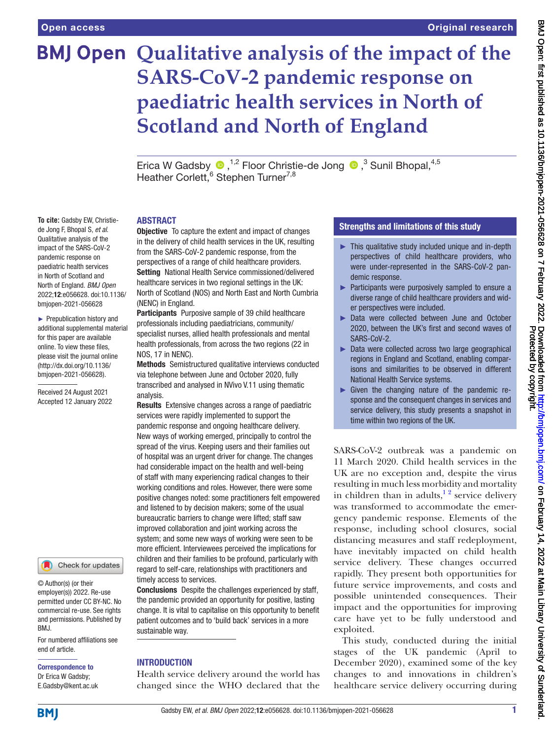Open access

Original research

# Qualitative analysis of the impact of the SARS-CoV-2 pandemic response on paediatric health services in North of Scotland and North of England

Erica W Gadsby [1,2], Floor Christie-de Jong [3], Sunil Bhopal [4,5], Heather Corlett [6], Stephen Turner [7,8]

**To cite:** Gadsby EW, Christie-de Jong F, Bhopal S, *et al*. Qualitative analysis of the impact of the SARS-CoV-2 pandemic response on paediatric health services in North of Scotland and North of England. *BMJ Open* 2022;**12**:e056628. doi:10.1136/bmjopen-2021-056628

► Prepublication history and additional supplemental material for this paper are available online. To view these files, please visit the journal online (http://dx.doi.org/10.1136/bmjopen-2021-056628).

Received 24 August 2021
Accepted 12 January 2022

© Author(s) (or their employer(s)) 2022. Re-use permitted under CC BY-NC. No commercial re-use. See rights and permissions. Published by BMJ.

For numbered affiliations see end of article.

**Correspondence to**
Dr Erica W Gadsby;
E.Gadsby@kent.ac.uk

## ABSTRACT

**Objective** To capture the extent and impact of changes in the delivery of child health services in the UK, resulting from the SARS-CoV-2 pandemic response, from the perspectives of a range of child healthcare providers.

**Setting** National Health Service commissioned/delivered healthcare services in two regional settings in the UK: North of Scotland (NOS) and North East and North Cumbria (NENC) in England.

**Participants** Purposive sample of 39 child healthcare professionals including paediatricians, community/specialist nurses, allied health professionals and mental health professionals, from across the two regions (22 in NOS, 17 in NENC).

**Methods** Semistructured qualitative interviews conducted via telephone between June and October 2020, fully transcribed and analysed in NVivo V.11 using thematic analysis.

**Results** Extensive changes across a range of paediatric services were rapidly implemented to support the pandemic response and ongoing healthcare delivery. New ways of working emerged, principally to control the spread of the virus. Keeping users and their families out of hospital was an urgent driver for change. The changes had considerable impact on the health and well-being of staff with many experiencing radical changes to their working conditions and roles. However, there were some positive changes noted: some practitioners felt empowered and listened to by decision makers; some of the usual bureaucratic barriers to change were lifted; staff saw improved collaboration and joint working across the system; and some new ways of working were seen to be more efficient. Interviewees perceived the implications for children and their families to be profound, particularly with regard to self-care, relationships with practitioners and timely access to services.

**Conclusions** Despite the challenges experienced by staff, the pandemic provided an opportunity for positive, lasting change. It is vital to capitalise on this opportunity to benefit patient outcomes and to 'build back' services in a more sustainable way.

### Strengths and limitations of this study

- ► This qualitative study included unique and in-depth perspectives of child healthcare providers, who were under-represented in the SARS-CoV-2 pandemic response.
- ► Participants were purposively sampled to ensure a diverse range of child healthcare providers and wider perspectives were included.
- ► Data were collected between June and October 2020, between the UK's first and second waves of SARS-CoV-2.
- ► Data were collected across two large geographical regions in England and Scotland, enabling comparisons and similarities to be observed in different National Health Service systems.
- ► Given the changing nature of the pandemic response and the consequent changes in services and service delivery, this study presents a snapshot in time within two regions of the UK.

## INTRODUCTION

Health service delivery around the world has changed since the WHO declared that the SARS-CoV-2 outbreak was a pandemic on 11 March 2020. Child health services in the UK are no exception and, despite the virus resulting in much less morbidity and mortality in children than in adults,[1,2] service delivery was transformed to accommodate the emergency pandemic response. Elements of the response, including school closures, social distancing measures and staff redeployment, have inevitably impacted on child health service delivery. These changes occurred rapidly. They present both opportunities for future service improvements, and costs and possible unintended consequences. Their impact and the opportunities for improving care have yet to be fully understood and exploited.

This study, conducted during the initial stages of the UK pandemic (April to December 2020), examined some of the key changes to and innovations in children's healthcare service delivery occurring during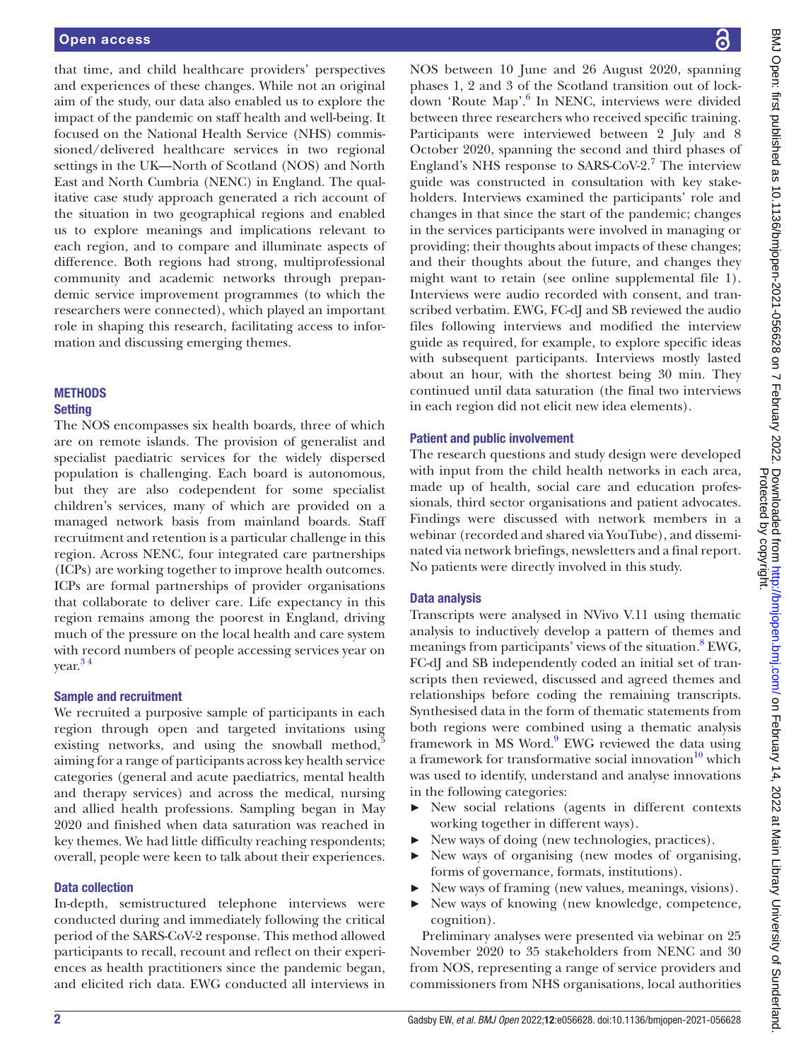that time, and child healthcare providers' perspectives and experiences of these changes. While not an original aim of the study, our data also enabled us to explore the impact of the pandemic on staff health and well-being. It focused on the National Health Service (NHS) commissioned/delivered healthcare services in two regional settings in the UK—North of Scotland (NOS) and North East and North Cumbria (NENC) in England. The qualitative case study approach generated a rich account of the situation in two geographical regions and enabled us to explore meanings and implications relevant to each region, and to compare and illuminate aspects of difference. Both regions had strong, multiprofessional community and academic networks through prepandemic service improvement programmes (to which the researchers were connected), which played an important role in shaping this research, facilitating access to information and discussing emerging themes.

## METHODS

### Setting

The NOS encompasses six health boards, three of which are on remote islands. The provision of generalist and specialist paediatric services for the widely dispersed population is challenging. Each board is autonomous, but they are also codependent for some specialist children's services, many of which are provided on a managed network basis from mainland boards. Staff recruitment and retention is a particular challenge in this region. Across NENC, four integrated care partnerships (ICPs) are working together to improve health outcomes. ICPs are formal partnerships of provider organisations that collaborate to deliver care. Life expectancy in this region remains among the poorest in England, driving much of the pressure on the local health and care system with record numbers of people accessing services year on year.[3 4]

### Sample and recruitment

We recruited a purposive sample of participants in each region through open and targeted invitations using existing networks, and using the snowball method,[5] aiming for a range of participants across key health service categories (general and acute paediatrics, mental health and therapy services) and across the medical, nursing and allied health professions. Sampling began in May 2020 and finished when data saturation was reached in key themes. We had little difficulty reaching respondents; overall, people were keen to talk about their experiences.

### Data collection

In-depth, semistructured telephone interviews were conducted during and immediately following the critical period of the SARS-CoV-2 response. This method allowed participants to recall, recount and reflect on their experiences as health practitioners since the pandemic began, and elicited rich data. EWG conducted all interviews in NOS between 10 June and 26 August 2020, spanning phases 1, 2 and 3 of the Scotland transition out of lockdown 'Route Map'.[6] In NENC, interviews were divided between three researchers who received specific training. Participants were interviewed between 2 July and 8 October 2020, spanning the second and third phases of England's NHS response to SARS-CoV-2.[7] The interview guide was constructed in consultation with key stakeholders. Interviews examined the participants' role and changes in that since the start of the pandemic; changes in the services participants were involved in managing or providing; their thoughts about impacts of these changes; and their thoughts about the future, and changes they might want to retain (see online supplemental file 1). Interviews were audio recorded with consent, and transcribed verbatim. EWG, FC-dJ and SB reviewed the audio files following interviews and modified the interview guide as required, for example, to explore specific ideas with subsequent participants. Interviews mostly lasted about an hour, with the shortest being 30 min. They continued until data saturation (the final two interviews in each region did not elicit new idea elements).

### Patient and public involvement

The research questions and study design were developed with input from the child health networks in each area, made up of health, social care and education professionals, third sector organisations and patient advocates. Findings were discussed with network members in a webinar (recorded and shared via YouTube), and disseminated via network briefings, newsletters and a final report. No patients were directly involved in this study.

### Data analysis

Transcripts were analysed in NVivo V.11 using thematic analysis to inductively develop a pattern of themes and meanings from participants' views of the situation.[8] EWG, FC-dJ and SB independently coded an initial set of transcripts then reviewed, discussed and agreed themes and relationships before coding the remaining transcripts. Synthesised data in the form of thematic statements from both regions were combined using a thematic analysis framework in MS Word.[9] EWG reviewed the data using a framework for transformative social innovation[10] which was used to identify, understand and analyse innovations in the following categories:

- New social relations (agents in different contexts working together in different ways).
- New ways of doing (new technologies, practices).
- New ways of organising (new modes of organising, forms of governance, formats, institutions).
- New ways of framing (new values, meanings, visions).
- New ways of knowing (new knowledge, competence, cognition).

Preliminary analyses were presented via webinar on 25 November 2020 to 35 stakeholders from NENC and 30 from NOS, representing a range of service providers and commissioners from NHS organisations, local authorities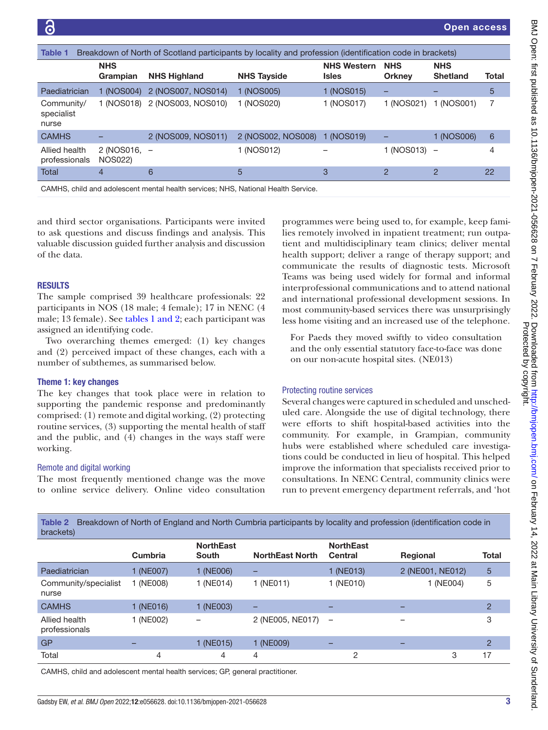Table 1 Breakdown of North of Scotland participants by locality and profession (identification code in brackets)

| | NHS Grampian | NHS Highland | NHS Tayside | NHS Western Isles | NHS Orkney | NHS Shetland | Total |
|---|---|---|---|---|---|---|---|
| Paediatrician | 1 (NOS004) | 2 (NOS007, NOS014) | 1 (NOS005) | 1 (NOS015) | – | – | 5 |
| Community/specialist nurse | 1 (NOS018) | 2 (NOS003, NOS010) | 1 (NOS020) | 1 (NOS017) | 1 (NOS021) | 1 (NOS001) | 7 |
| CAMHS | – | 2 (NOS009, NOS011) | 2 (NOS002, NOS008) | 1 (NOS019) | – | 1 (NOS006) | 6 |
| Allied health professionals | 2 (NOS016, NOS022) | – | 1 (NOS012) | – | 1 (NOS013) | – | 4 |
| Total | 4 | 6 | 5 | 3 | 2 | 2 | 22 |

CAMHS, child and adolescent mental health services; NHS, National Health Service.

and third sector organisations. Participants were invited to ask questions and discuss findings and analysis. This valuable discussion guided further analysis and discussion of the data.

## RESULTS

The sample comprised 39 healthcare professionals: 22 participants in NOS (18 male; 4 female); 17 in NENC (4 male; 13 female). See tables 1 and 2; each participant was assigned an identifying code.

Two overarching themes emerged: (1) key changes and (2) perceived impact of these changes, each with a number of subthemes, as summarised below.

### Theme 1: key changes

The key changes that took place were in relation to supporting the pandemic response and predominantly comprised: (1) remote and digital working, (2) protecting routine services, (3) supporting the mental health of staff and the public, and (4) changes in the ways staff were working.

#### Remote and digital working

The most frequently mentioned change was the move to online service delivery. Online video consultation programmes were being used to, for example, keep families remotely involved in inpatient treatment; run outpatient and multidisciplinary team clinics; deliver mental health support; deliver a range of therapy support; and communicate the results of diagnostic tests. Microsoft Teams was being used widely for formal and informal interprofessional communications and to attend national and international professional development sessions. In most community-based services there was unsurprisingly less home visiting and an increased use of the telephone.

> For Paeds they moved swiftly to video consultation and the only essential statutory face-to-face was done on our non-acute hospital sites. (NE013)

#### Protecting routine services

Several changes were captured in scheduled and unscheduled care. Alongside the use of digital technology, there were efforts to shift hospital-based activities into the community. For example, in Grampian, community hubs were established where scheduled care investigations could be conducted in lieu of hospital. This helped improve the information that specialists received prior to consultations. In NENC Central, community clinics were run to prevent emergency department referrals, and 'hot

Table 2 Breakdown of North of England and North Cumbria participants by locality and profession (identification code in brackets)

| | Cumbria | NorthEast South | NorthEast North | NorthEast Central | Regional | Total |
|---|---|---|---|---|---|---|
| Paediatrician | 1 (NE007) | 1 (NE006) | – | 1 (NE013) | 2 (NE001, NE012) | 5 |
| Community/specialist nurse | 1 (NE008) | 1 (NE014) | 1 (NE011) | 1 (NE010) | 1 (NE004) | 5 |
| CAMHS | 1 (NE016) | 1 (NE003) | – | – | – | 2 |
| Allied health professionals | 1 (NE002) | – | 2 (NE005, NE017) | – | – | 3 |
| GP | – | 1 (NE015) | 1 (NE009) | – | – | 2 |
| Total | 4 | 4 | 4 | 2 | 3 | 17 |

CAMHS, child and adolescent mental health services; GP, general practitioner.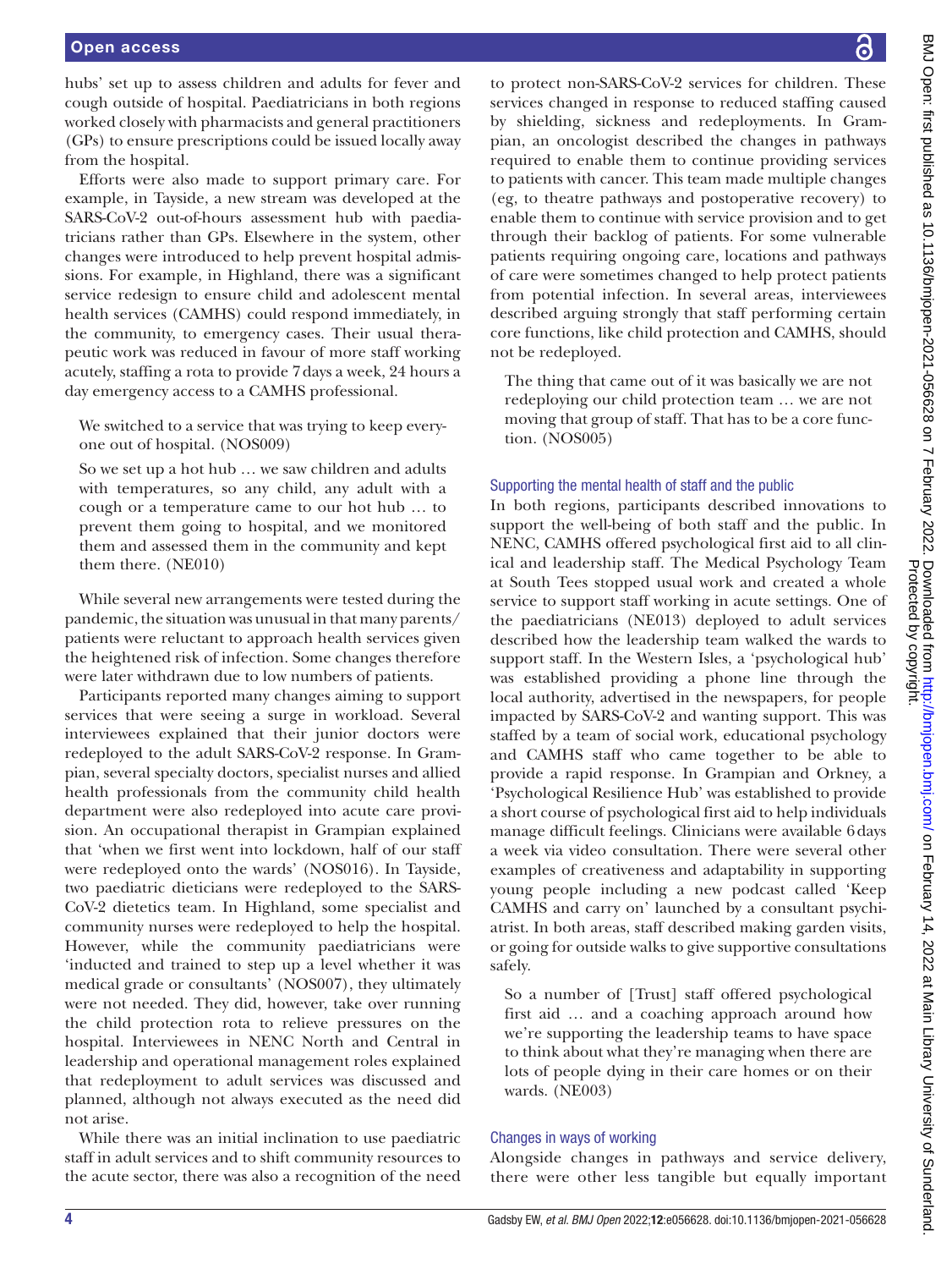hubs' set up to assess children and adults for fever and cough outside of hospital. Paediatricians in both regions worked closely with pharmacists and general practitioners (GPs) to ensure prescriptions could be issued locally away from the hospital.

Efforts were also made to support primary care. For example, in Tayside, a new stream was developed at the SARS-CoV-2 out-of-hours assessment hub with paediatricians rather than GPs. Elsewhere in the system, other changes were introduced to help prevent hospital admissions. For example, in Highland, there was a significant service redesign to ensure child and adolescent mental health services (CAMHS) could respond immediately, in the community, to emergency cases. Their usual therapeutic work was reduced in favour of more staff working acutely, staffing a rota to provide 7 days a week, 24 hours a day emergency access to a CAMHS professional.

> We switched to a service that was trying to keep everyone out of hospital. (NOS009)

> So we set up a hot hub … we saw children and adults with temperatures, so any child, any adult with a cough or a temperature came to our hot hub … to prevent them going to hospital, and we monitored them and assessed them in the community and kept them there. (NE010)

While several new arrangements were tested during the pandemic, the situation was unusual in that many parents/patients were reluctant to approach health services given the heightened risk of infection. Some changes therefore were later withdrawn due to low numbers of patients.

Participants reported many changes aiming to support services that were seeing a surge in workload. Several interviewees explained that their junior doctors were redeployed to the adult SARS-CoV-2 response. In Grampian, several specialty doctors, specialist nurses and allied health professionals from the community child health department were also redeployed into acute care provision. An occupational therapist in Grampian explained that 'when we first went into lockdown, half of our staff were redeployed onto the wards' (NOS016). In Tayside, two paediatric dieticians were redeployed to the SARS-CoV-2 dietetics team. In Highland, some specialist and community nurses were redeployed to help the hospital. However, while the community paediatricians were 'inducted and trained to step up a level whether it was medical grade or consultants' (NOS007), they ultimately were not needed. They did, however, take over running the child protection rota to relieve pressures on the hospital. Interviewees in NENC North and Central in leadership and operational management roles explained that redeployment to adult services was discussed and planned, although not always executed as the need did not arise.

While there was an initial inclination to use paediatric staff in adult services and to shift community resources to the acute sector, there was also a recognition of the need to protect non-SARS-CoV-2 services for children. These services changed in response to reduced staffing caused by shielding, sickness and redeployments. In Grampian, an oncologist described the changes in pathways required to enable them to continue providing services to patients with cancer. This team made multiple changes (eg, to theatre pathways and postoperative recovery) to enable them to continue with service provision and to get through their backlog of patients. For some vulnerable patients requiring ongoing care, locations and pathways of care were sometimes changed to help protect patients from potential infection. In several areas, interviewees described arguing strongly that staff performing certain core functions, like child protection and CAMHS, should not be redeployed.

> The thing that came out of it was basically we are not redeploying our child protection team … we are not moving that group of staff. That has to be a core function. (NOS005)

### Supporting the mental health of staff and the public

In both regions, participants described innovations to support the well-being of both staff and the public. In NENC, CAMHS offered psychological first aid to all clinical and leadership staff. The Medical Psychology Team at South Tees stopped usual work and created a whole service to support staff working in acute settings. One of the paediatricians (NE013) deployed to adult services described how the leadership team walked the wards to support staff. In the Western Isles, a 'psychological hub' was established providing a phone line through the local authority, advertised in the newspapers, for people impacted by SARS-CoV-2 and wanting support. This was staffed by a team of social work, educational psychology and CAMHS staff who came together to be able to provide a rapid response. In Grampian and Orkney, a 'Psychological Resilience Hub' was established to provide a short course of psychological first aid to help individuals manage difficult feelings. Clinicians were available 6 days a week via video consultation. There were several other examples of creativeness and adaptability in supporting young people including a new podcast called 'Keep CAMHS and carry on' launched by a consultant psychiatrist. In both areas, staff described making garden visits, or going for outside walks to give supportive consultations safely.

> So a number of [Trust] staff offered psychological first aid … and a coaching approach around how we're supporting the leadership teams to have space to think about what they're managing when there are lots of people dying in their care homes or on their wards. (NE003)

### Changes in ways of working

Alongside changes in pathways and service delivery, there were other less tangible but equally important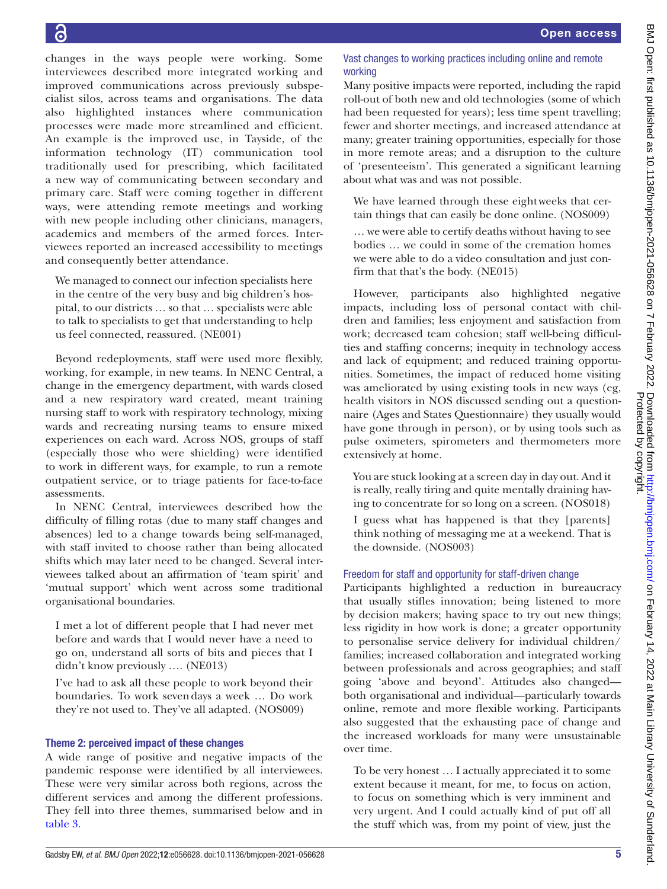changes in the ways people were working. Some interviewees described more integrated working and improved communications across previously subspecialist silos, across teams and organisations. The data also highlighted instances where communication processes were made more streamlined and efficient. An example is the improved use, in Tayside, of the information technology (IT) communication tool traditionally used for prescribing, which facilitated a new way of communicating between secondary and primary care. Staff were coming together in different ways, were attending remote meetings and working with new people including other clinicians, managers, academics and members of the armed forces. Interviewees reported an increased accessibility to meetings and consequently better attendance.

> We managed to connect our infection specialists here in the centre of the very busy and big children's hospital, to our districts … so that … specialists were able to talk to specialists to get that understanding to help us feel connected, reassured. (NE001)

Beyond redeployments, staff were used more flexibly, working, for example, in new teams. In NENC Central, a change in the emergency department, with wards closed and a new respiratory ward created, meant training nursing staff to work with respiratory technology, mixing wards and recreating nursing teams to ensure mixed experiences on each ward. Across NOS, groups of staff (especially those who were shielding) were identified to work in different ways, for example, to run a remote outpatient service, or to triage patients for face-to-face assessments.

In NENC Central, interviewees described how the difficulty of filling rotas (due to many staff changes and absences) led to a change towards being self-managed, with staff invited to choose rather than being allocated shifts which may later need to be changed. Several interviewees talked about an affirmation of 'team spirit' and 'mutual support' which went across some traditional organisational boundaries.

> I met a lot of different people that I had never met before and wards that I would never have a need to go on, understand all sorts of bits and pieces that I didn't know previously …. (NE013)
>
> I've had to ask all these people to work beyond their boundaries. To work seven days a week … Do work they're not used to. They've all adapted. (NOS009)

### Theme 2: perceived impact of these changes

A wide range of positive and negative impacts of the pandemic response were identified by all interviewees. These were very similar across both regions, across the different services and among the different professions. They fell into three themes, summarised below and in table 3.

#### Vast changes to working practices including online and remote working

Many positive impacts were reported, including the rapid roll-out of both new and old technologies (some of which had been requested for years); less time spent travelling; fewer and shorter meetings, and increased attendance at many; greater training opportunities, especially for those in more remote areas; and a disruption to the culture of 'presenteeism'. This generated a significant learning about what was and was not possible.

> We have learned through these eight weeks that certain things that can easily be done online. (NOS009)
>
> … we were able to certify deaths without having to see bodies … we could in some of the cremation homes we were able to do a video consultation and just confirm that that's the body. (NE015)

However, participants also highlighted negative impacts, including loss of personal contact with children and families; less enjoyment and satisfaction from work; decreased team cohesion; staff well-being difficulties and staffing concerns; inequity in technology access and lack of equipment; and reduced training opportunities. Sometimes, the impact of reduced home visiting was ameliorated by using existing tools in new ways (eg, health visitors in NOS discussed sending out a questionnaire (Ages and States Questionnaire) they usually would have gone through in person), or by using tools such as pulse oximeters, spirometers and thermometers more extensively at home.

> You are stuck looking at a screen day in day out. And it is really, really tiring and quite mentally draining having to concentrate for so long on a screen. (NOS018)
>
> I guess what has happened is that they [parents] think nothing of messaging me at a weekend. That is the downside. (NOS003)

#### Freedom for staff and opportunity for staff-driven change

Participants highlighted a reduction in bureaucracy that usually stifles innovation; being listened to more by decision makers; having space to try out new things; less rigidity in how work is done; a greater opportunity to personalise service delivery for individual children/families; increased collaboration and integrated working between professionals and across geographies; and staff going 'above and beyond'. Attitudes also changed—both organisational and individual—particularly towards online, remote and more flexible working. Participants also suggested that the exhausting pace of change and the increased workloads for many were unsustainable over time.

> To be very honest … I actually appreciated it to some extent because it meant, for me, to focus on action, to focus on something which is very imminent and very urgent. And I could actually kind of put off all the stuff which was, from my point of view, just the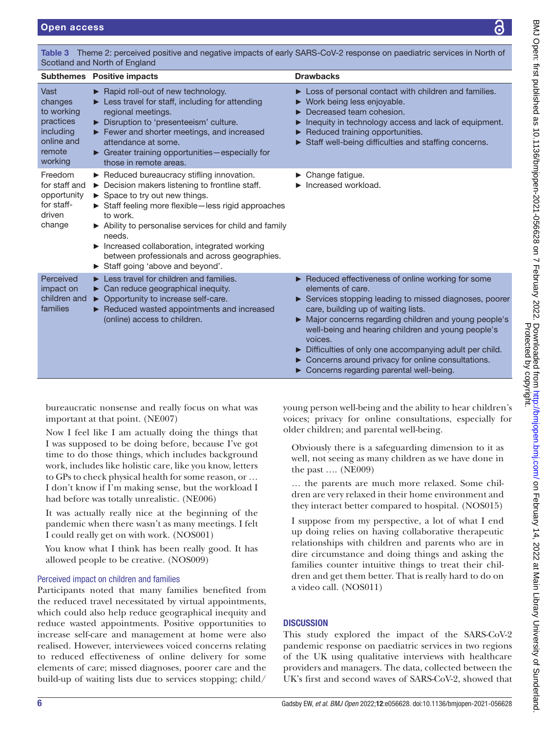Table 3 Theme 2: perceived positive and negative impacts of early SARS-CoV-2 response on paediatric services in North of Scotland and North of England

| Subthemes | Positive impacts | Drawbacks |
|---|---|---|
| Vast changes to working practices including online and remote working | ► Rapid roll-out of new technology.<br>► Less travel for staff, including for attending regional meetings.<br>► Disruption to 'presenteeism' culture.<br>► Fewer and shorter meetings, and increased attendance at some.<br>► Greater training opportunities—especially for those in remote areas. | ► Loss of personal contact with children and families.<br>► Work being less enjoyable.<br>► Decreased team cohesion.<br>► Inequity in technology access and lack of equipment.<br>► Reduced training opportunities.<br>► Staff well-being difficulties and staffing concerns. |
| Freedom for staff and opportunity for staff-driven change | ► Reduced bureaucracy stifling innovation.<br>► Decision makers listening to frontline staff.<br>► Space to try out new things.<br>► Staff feeling more flexible—less rigid approaches to work.<br>► Ability to personalise services for child and family needs.<br>► Increased collaboration, integrated working between professionals and across geographies.<br>► Staff going 'above and beyond'. | ► Change fatigue.<br>► Increased workload. |
| Perceived impact on children and families | ► Less travel for children and families.<br>► Can reduce geographical inequity.<br>► Opportunity to increase self-care.<br>► Reduced wasted appointments and increased (online) access to children. | ► Reduced effectiveness of online working for some elements of care.<br>► Services stopping leading to missed diagnoses, poorer care, building up of waiting lists.<br>► Major concerns regarding children and young people's well-being and hearing children and young people's voices.<br>► Difficulties of only one accompanying adult per child.<br>► Concerns around privacy for online consultations.<br>► Concerns regarding parental well-being. |

> bureaucratic nonsense and really focus on what was important at that point. (NE007)

> Now I feel like I am actually doing the things that I was supposed to be doing before, because I've got time to do those things, which includes background work, includes like holistic care, like you know, letters to GPs to check physical health for some reason, or … I don't know if I'm making sense, but the workload I had before was totally unrealistic. (NE006)

> It was actually really nice at the beginning of the pandemic when there wasn't as many meetings. I felt I could really get on with work. (NOS001)

> You know what I think has been really good. It has allowed people to be creative. (NOS009)

### Perceived impact on children and families

Participants noted that many families benefited from the reduced travel necessitated by virtual appointments, which could also help reduce geographical inequity and reduce wasted appointments. Positive opportunities to increase self-care and management at home were also realised. However, interviewees voiced concerns relating to reduced effectiveness of online delivery for some elements of care; missed diagnoses, poorer care and the build-up of waiting lists due to services stopping; child/young person well-being and the ability to hear children's voices; privacy for online consultations, especially for older children; and parental well-being.

> Obviously there is a safeguarding dimension to it as well, not seeing as many children as we have done in the past …. (NE009)

> … the parents are much more relaxed. Some children are very relaxed in their home environment and they interact better compared to hospital. (NOS015)

> I suppose from my perspective, a lot of what I end up doing relies on having collaborative therapeutic relationships with children and parents who are in dire circumstance and doing things and asking the families counter intuitive things to treat their children and get them better. That is really hard to do on a video call. (NOS011)

## DISCUSSION

This study explored the impact of the SARS-CoV-2 pandemic response on paediatric services in two regions of the UK using qualitative interviews with healthcare providers and managers. The data, collected between the UK's first and second waves of SARS-CoV-2, showed that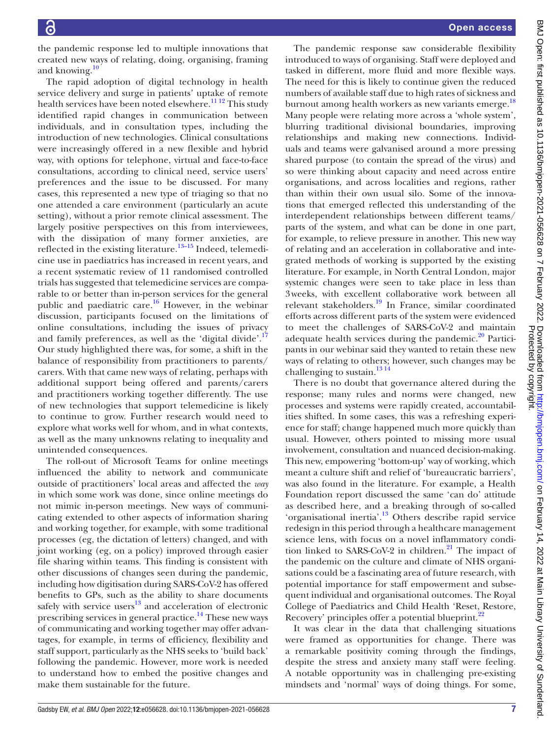the pandemic response led to multiple innovations that created new ways of relating, doing, organising, framing and knowing.[10]

The rapid adoption of digital technology in health service delivery and surge in patients' uptake of remote health services have been noted elsewhere.[11 12] This study identified rapid changes in communication between individuals, and in consultation types, including the introduction of new technologies. Clinical consultations were increasingly offered in a new flexible and hybrid way, with options for telephone, virtual and face-to-face consultations, according to clinical need, service users' preferences and the issue to be discussed. For many cases, this represented a new type of triaging so that no one attended a care environment (particularly an acute setting), without a prior remote clinical assessment. The largely positive perspectives on this from interviewees, with the dissipation of many former anxieties, are reflected in the existing literature.[13–15] Indeed, telemedicine use in paediatrics has increased in recent years, and a recent systematic review of 11 randomised controlled trials has suggested that telemedicine services are comparable to or better than in-person services for the general public and paediatric care.[16] However, in the webinar discussion, participants focused on the limitations of online consultations, including the issues of privacy and family preferences, as well as the 'digital divide'.[17] Our study highlighted there was, for some, a shift in the balance of responsibility from practitioners to parents/carers. With that came new ways of relating, perhaps with additional support being offered and parents/carers and practitioners working together differently. The use of new technologies that support telemedicine is likely to continue to grow. Further research would need to explore what works well for whom, and in what contexts, as well as the many unknowns relating to inequality and unintended consequences.

The roll-out of Microsoft Teams for online meetings influenced the ability to network and communicate outside of practitioners' local areas and affected the *way* in which some work was done, since online meetings do not mimic in-person meetings. New ways of communicating extended to other aspects of information sharing and working together, for example, with some traditional processes (eg, the dictation of letters) changed, and with joint working (eg, on a policy) improved through easier file sharing within teams. This finding is consistent with other discussions of changes seen during the pandemic, including how digitisation during SARS-CoV-2 has offered benefits to GPs, such as the ability to share documents safely with service users[13] and acceleration of electronic prescribing services in general practice.[14] These new ways of communicating and working together may offer advantages, for example, in terms of efficiency, flexibility and staff support, particularly as the NHS seeks to 'build back' following the pandemic. However, more work is needed to understand how to embed the positive changes and make them sustainable for the future.

The pandemic response saw considerable flexibility introduced to ways of organising. Staff were deployed and tasked in different, more fluid and more flexible ways. The need for this is likely to continue given the reduced numbers of available staff due to high rates of sickness and burnout among health workers as new variants emerge.[18] Many people were relating more across a 'whole system', blurring traditional divisional boundaries, improving relationships and making new connections. Individuals and teams were galvanised around a more pressing shared purpose (to contain the spread of the virus) and so were thinking about capacity and need across entire organisations, and across localities and regions, rather than within their own usual silo. Some of the innovations that emerged reflected this understanding of the interdependent relationships between different teams/parts of the system, and what can be done in one part, for example, to relieve pressure in another. This new way of relating and an acceleration in collaborative and integrated methods of working is supported by the existing literature. For example, in North Central London, major systemic changes were seen to take place in less than 3 weeks, with excellent collaborative work between all relevant stakeholders.[19] In France, similar coordinated efforts across different parts of the system were evidenced to meet the challenges of SARS-CoV-2 and maintain adequate health services during the pandemic.[20] Participants in our webinar said they wanted to retain these new ways of relating to others; however, such changes may be challenging to sustain.[13 14]

There is no doubt that governance altered during the response; many rules and norms were changed, new processes and systems were rapidly created, accountabilities shifted. In some cases, this was a refreshing experience for staff; change happened much more quickly than usual. However, others pointed to missing more usual involvement, consultation and nuanced decision-making. This new, empowering 'bottom-up' way of working, which meant a culture shift and relief of 'bureaucratic barriers', was also found in the literature. For example, a Health Foundation report discussed the same 'can do' attitude as described here, and a breaking through of so-called 'organisational inertia'.[13] Others describe rapid service redesign in this period through a healthcare management science lens, with focus on a novel inflammatory condition linked to SARS-CoV-2 in children.[21] The impact of the pandemic on the culture and climate of NHS organisations could be a fascinating area of future research, with potential importance for staff empowerment and subsequent individual and organisational outcomes. The Royal College of Paediatrics and Child Health 'Reset, Restore, Recovery' principles offer a potential blueprint.[22]

It was clear in the data that challenging situations were framed as opportunities for change. There was a remarkable positivity coming through the findings, despite the stress and anxiety many staff were feeling. A notable opportunity was in challenging pre-existing mindsets and 'normal' ways of doing things. For some,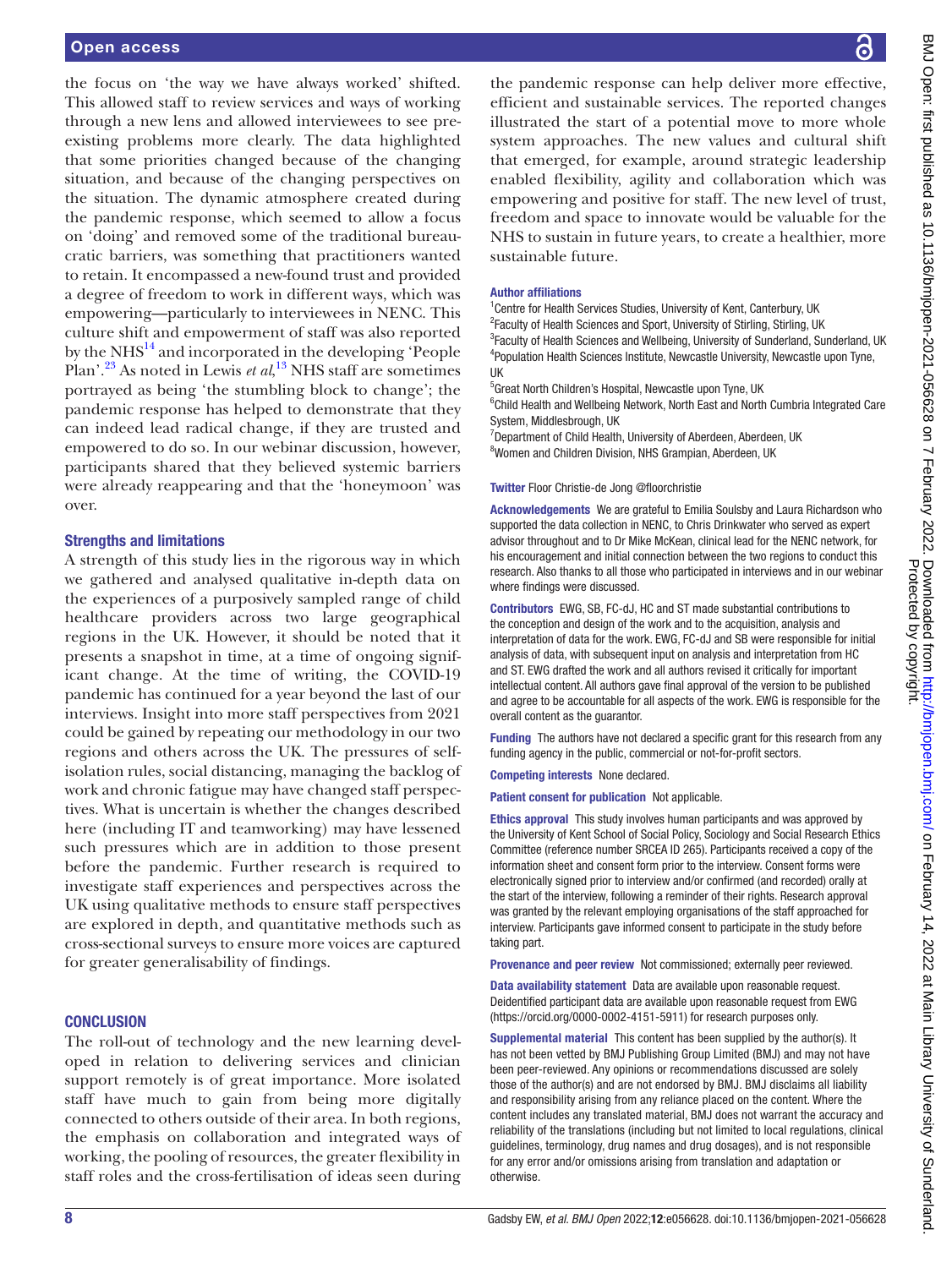the focus on 'the way we have always worked' shifted. This allowed staff to review services and ways of working through a new lens and allowed interviewees to see pre-existing problems more clearly. The data highlighted that some priorities changed because of the changing situation, and because of the changing perspectives on the situation. The dynamic atmosphere created during the pandemic response, which seemed to allow a focus on 'doing' and removed some of the traditional bureaucratic barriers, was something that practitioners wanted to retain. It encompassed a new-found trust and provided a degree of freedom to work in different ways, which was empowering—particularly to interviewees in NENC. This culture shift and empowerment of staff was also reported by the NHS[14] and incorporated in the developing 'People Plan'.[23] As noted in Lewis *et al*,[13] NHS staff are sometimes portrayed as being 'the stumbling block to change'; the pandemic response has helped to demonstrate that they can indeed lead radical change, if they are trusted and empowered to do so. In our webinar discussion, however, participants shared that they believed systemic barriers were already reappearing and that the 'honeymoon' was over.

## Strengths and limitations

A strength of this study lies in the rigorous way in which we gathered and analysed qualitative in-depth data on the experiences of a purposively sampled range of child healthcare providers across two large geographical regions in the UK. However, it should be noted that it presents a snapshot in time, at a time of ongoing significant change. At the time of writing, the COVID-19 pandemic has continued for a year beyond the last of our interviews. Insight into more staff perspectives from 2021 could be gained by repeating our methodology in our two regions and others across the UK. The pressures of self-isolation rules, social distancing, managing the backlog of work and chronic fatigue may have changed staff perspectives. What is uncertain is whether the changes described here (including IT and teamworking) may have lessened such pressures which are in addition to those present before the pandemic. Further research is required to investigate staff experiences and perspectives across the UK using qualitative methods to ensure staff perspectives are explored in depth, and quantitative methods such as cross-sectional surveys to ensure more voices are captured for greater generalisability of findings.

## CONCLUSION

The roll-out of technology and the new learning developed in relation to delivering services and clinician support remotely is of great importance. More isolated staff have much to gain from being more digitally connected to others outside of their area. In both regions, the emphasis on collaboration and integrated ways of working, the pooling of resources, the greater flexibility in staff roles and the cross-fertilisation of ideas seen during the pandemic response can help deliver more effective, efficient and sustainable services. The reported changes illustrated the start of a potential move to more whole system approaches. The new values and cultural shift that emerged, for example, around strategic leadership enabled flexibility, agility and collaboration which was empowering and positive for staff. The new level of trust, freedom and space to innovate would be valuable for the NHS to sustain in future years, to create a healthier, more sustainable future.

**Author affiliations**

[1]Centre for Health Services Studies, University of Kent, Canterbury, UK
[2]Faculty of Health Sciences and Sport, University of Stirling, Stirling, UK
[3]Faculty of Health Sciences and Wellbeing, University of Sunderland, Sunderland, UK
[4]Population Health Sciences Institute, Newcastle University, Newcastle upon Tyne, UK
[5]Great North Children's Hospital, Newcastle upon Tyne, UK
[6]Child Health and Wellbeing Network, North East and North Cumbria Integrated Care System, Middlesbrough, UK
[7]Department of Child Health, University of Aberdeen, Aberdeen, UK
[8]Women and Children Division, NHS Grampian, Aberdeen, UK

**Twitter** Floor Christie-de Jong @floorchristie

**Acknowledgements** We are grateful to Emilia Soulsby and Laura Richardson who supported the data collection in NENC, to Chris Drinkwater who served as expert advisor throughout and to Dr Mike McKean, clinical lead for the NENC network, for his encouragement and initial connection between the two regions to conduct this research. Also thanks to all those who participated in interviews and in our webinar where findings were discussed.

**Contributors** EWG, SB, FC-dJ, HC and ST made substantial contributions to the conception and design of the work and to the acquisition, analysis and interpretation of data for the work. EWG, FC-dJ and SB were responsible for initial analysis of data, with subsequent input on analysis and interpretation from HC and ST. EWG drafted the work and all authors revised it critically for important intellectual content. All authors gave final approval of the version to be published and agree to be accountable for all aspects of the work. EWG is responsible for the overall content as the guarantor.

**Funding** The authors have not declared a specific grant for this research from any funding agency in the public, commercial or not-for-profit sectors.

**Competing interests** None declared.

**Patient consent for publication** Not applicable.

**Ethics approval** This study involves human participants and was approved by the University of Kent School of Social Policy, Sociology and Social Research Ethics Committee (reference number SRCEA ID 265). Participants received a copy of the information sheet and consent form prior to the interview. Consent forms were electronically signed prior to interview and/or confirmed (and recorded) orally at the start of the interview, following a reminder of their rights. Research approval was granted by the relevant employing organisations of the staff approached for interview. Participants gave informed consent to participate in the study before taking part.

**Provenance and peer review** Not commissioned; externally peer reviewed.

**Data availability statement** Data are available upon reasonable request. Deidentified participant data are available upon reasonable request from EWG (https://orcid.org/0000-0002-4151-5911) for research purposes only.

**Supplemental material** This content has been supplied by the author(s). It has not been vetted by BMJ Publishing Group Limited (BMJ) and may not have been peer-reviewed. Any opinions or recommendations discussed are solely those of the author(s) and are not endorsed by BMJ. BMJ disclaims all liability and responsibility arising from any reliance placed on the content. Where the content includes any translated material, BMJ does not warrant the accuracy and reliability of the translations (including but not limited to local regulations, clinical guidelines, terminology, drug names and drug dosages), and is not responsible for any error and/or omissions arising from translation and adaptation or otherwise.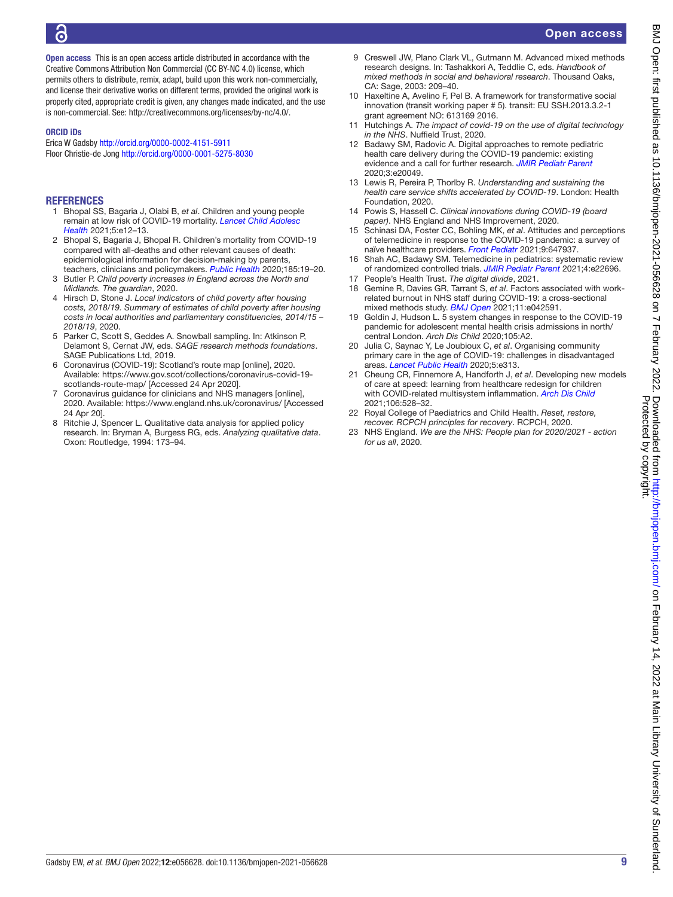**Open access** This is an open access article distributed in accordance with the Creative Commons Attribution Non Commercial (CC BY-NC 4.0) license, which permits others to distribute, remix, adapt, build upon this work non-commercially, and license their derivative works on different terms, provided the original work is properly cited, appropriate credit is given, any changes made indicated, and the use is non-commercial. See: http://creativecommons.org/licenses/by-nc/4.0/.

### ORCID iDs

Erica W Gadsby http://orcid.org/0000-0002-4151-5911
Floor Christie-de Jong http://orcid.org/0000-0001-5275-8030

## REFERENCES

1. Bhopal SS, Bagaria J, Olabi B, *et al*. Children and young people remain at low risk of COVID-19 mortality. *Lancet Child Adolesc Health* 2021;5:e12–13.
2. Bhopal S, Bagaria J, Bhopal R. Children's mortality from COVID-19 compared with all-deaths and other relevant causes of death: epidemiological information for decision-making by parents, teachers, clinicians and policymakers. *Public Health* 2020;185:19–20.
3. Butler P. *Child poverty increases in England across the North and Midlands. The guardian*, 2020.
4. Hirsch D, Stone J. *Local indicators of child poverty after housing costs, 2018/19. Summary of estimates of child poverty after housing costs in local authorities and parliamentary constituencies, 2014/15 – 2018/19*, 2020.
5. Parker C, Scott S, Geddes A. Snowball sampling. In: Atkinson P, Delamont S, Cernat JW, eds. *SAGE research methods foundations*. SAGE Publications Ltd, 2019.
6. Coronavirus (COVID-19): Scotland's route map [online], 2020. Available: https://www.gov.scot/collections/coronavirus-covid-19-scotlands-route-map/ [Accessed 24 Apr 2020].
7. Coronavirus guidance for clinicians and NHS managers [online], 2020. Available: https://www.england.nhs.uk/coronavirus/ [Accessed 24 Apr 20].
8. Ritchie J, Spencer L. Qualitative data analysis for applied policy research. In: Bryman A, Burgess RG, eds. *Analyzing qualitative data*. Oxon: Routledge, 1994: 173–94.
9. Creswell JW, Plano Clark VL, Gutmann M. Advanced mixed methods research designs. In: Tashakkori A, Teddlie C, eds. *Handbook of mixed methods in social and behavioral research*. Thousand Oaks, CA: Sage, 2003: 209–40.
10. Haxeltine A, Avelino F, Pel B. A framework for transformative social innovation (transit working paper # 5). transit: EU SSH.2013.3.2-1 grant agreement NO: 613169 2016.
11. Hutchings A. *The impact of covid-19 on the use of digital technology in the NHS*. Nuffield Trust, 2020.
12. Badawy SM, Radovic A. Digital approaches to remote pediatric health care delivery during the COVID-19 pandemic: existing evidence and a call for further research. *JMIR Pediatr Parent* 2020;3:e20049.
13. Lewis R, Pereira P, Thorlby R. *Understanding and sustaining the health care service shifts accelerated by COVID-19*. London: Health Foundation, 2020.
14. Powis S, Hassell C. *Clinical innovations during COVID-19 (board paper)*. NHS England and NHS Improvement, 2020.
15. Schinasi DA, Foster CC, Bohling MK, *et al*. Attitudes and perceptions of telemedicine in response to the COVID-19 pandemic: a survey of naïve healthcare providers. *Front Pediatr* 2021;9:647937.
16. Shah AC, Badawy SM. Telemedicine in pediatrics: systematic review of randomized controlled trials. *JMIR Pediatr Parent* 2021;4:e22696.
17. People's Health Trust. *The digital divide*, 2021.
18. Gemine R, Davies GR, Tarrant S, *et al*. Factors associated with work-related burnout in NHS staff during COVID-19: a cross-sectional mixed methods study. *BMJ Open* 2021;11:e042591.
19. Goldin J, Hudson L. 5 system changes in response to the COVID-19 pandemic for adolescent mental health crisis admissions in north/central London. *Arch Dis Child* 2020;105:A2.
20. Julia C, Saynac Y, Le Joubioux C, *et al*. Organising community primary care in the age of COVID-19: challenges in disadvantaged areas. *Lancet Public Health* 2020;5:e313.
21. Cheung CR, Finnemore A, Handforth J, *et al*. Developing new models of care at speed: learning from healthcare redesign for children with COVID-related multisystem inflammation. *Arch Dis Child* 2021;106:528–32.
22. Royal College of Paediatrics and Child Health. *Reset, restore, recover. RCPCH principles for recovery*. RCPCH, 2020.
23. NHS England. *We are the NHS: People plan for 2020/2021 - action for us all*, 2020.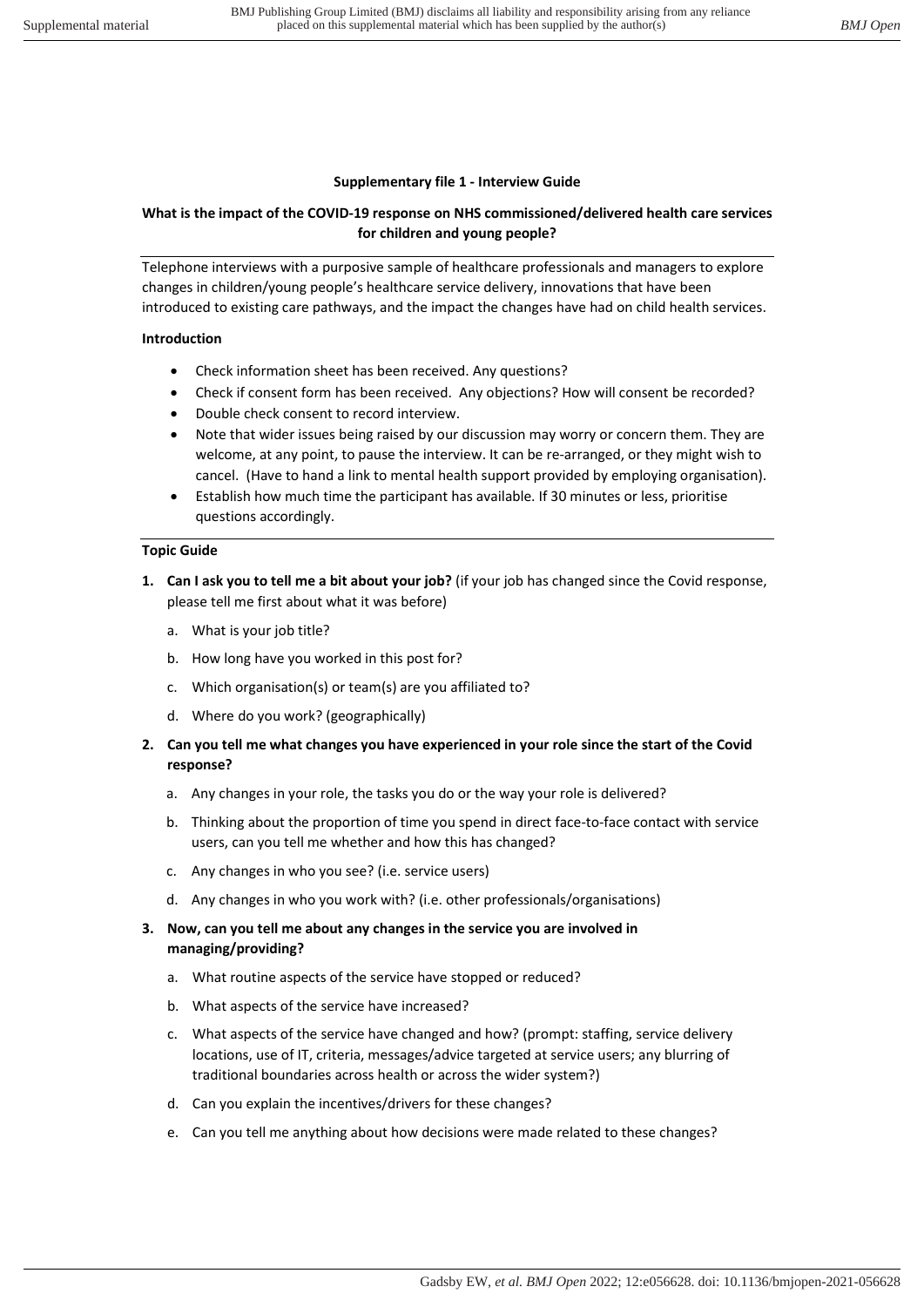**Supplementary file 1 - Interview Guide**

**What is the impact of the COVID-19 response on NHS commissioned/delivered health care services for children and young people?**

Telephone interviews with a purposive sample of healthcare professionals and managers to explore changes in children/young people's healthcare service delivery, innovations that have been introduced to existing care pathways, and the impact the changes have had on child health services.

**Introduction**

- Check information sheet has been received. Any questions?
- Check if consent form has been received. Any objections? How will consent be recorded?
- Double check consent to record interview.
- Note that wider issues being raised by our discussion may worry or concern them. They are welcome, at any point, to pause the interview. It can be re-arranged, or they might wish to cancel. (Have to hand a link to mental health support provided by employing organisation).
- Establish how much time the participant has available. If 30 minutes or less, prioritise questions accordingly.

**Topic Guide**

1. **Can I ask you to tell me a bit about your job?** (if your job has changed since the Covid response, please tell me first about what it was before)
   a. What is your job title?
   b. How long have you worked in this post for?
   c. Which organisation(s) or team(s) are you affiliated to?
   d. Where do you work? (geographically)
2. **Can you tell me what changes you have experienced in your role since the start of the Covid response?**
   a. Any changes in your role, the tasks you do or the way your role is delivered?
   b. Thinking about the proportion of time you spend in direct face-to-face contact with service users, can you tell me whether and how this has changed?
   c. Any changes in who you see? (i.e. service users)
   d. Any changes in who you work with? (i.e. other professionals/organisations)
3. **Now, can you tell me about any changes in the service you are involved in managing/providing?**
   a. What routine aspects of the service have stopped or reduced?
   b. What aspects of the service have increased?
   c. What aspects of the service have changed and how? (prompt: staffing, service delivery locations, use of IT, criteria, messages/advice targeted at service users; any blurring of traditional boundaries across health or across the wider system?)
   d. Can you explain the incentives/drivers for these changes?
   e. Can you tell me anything about how decisions were made related to these changes?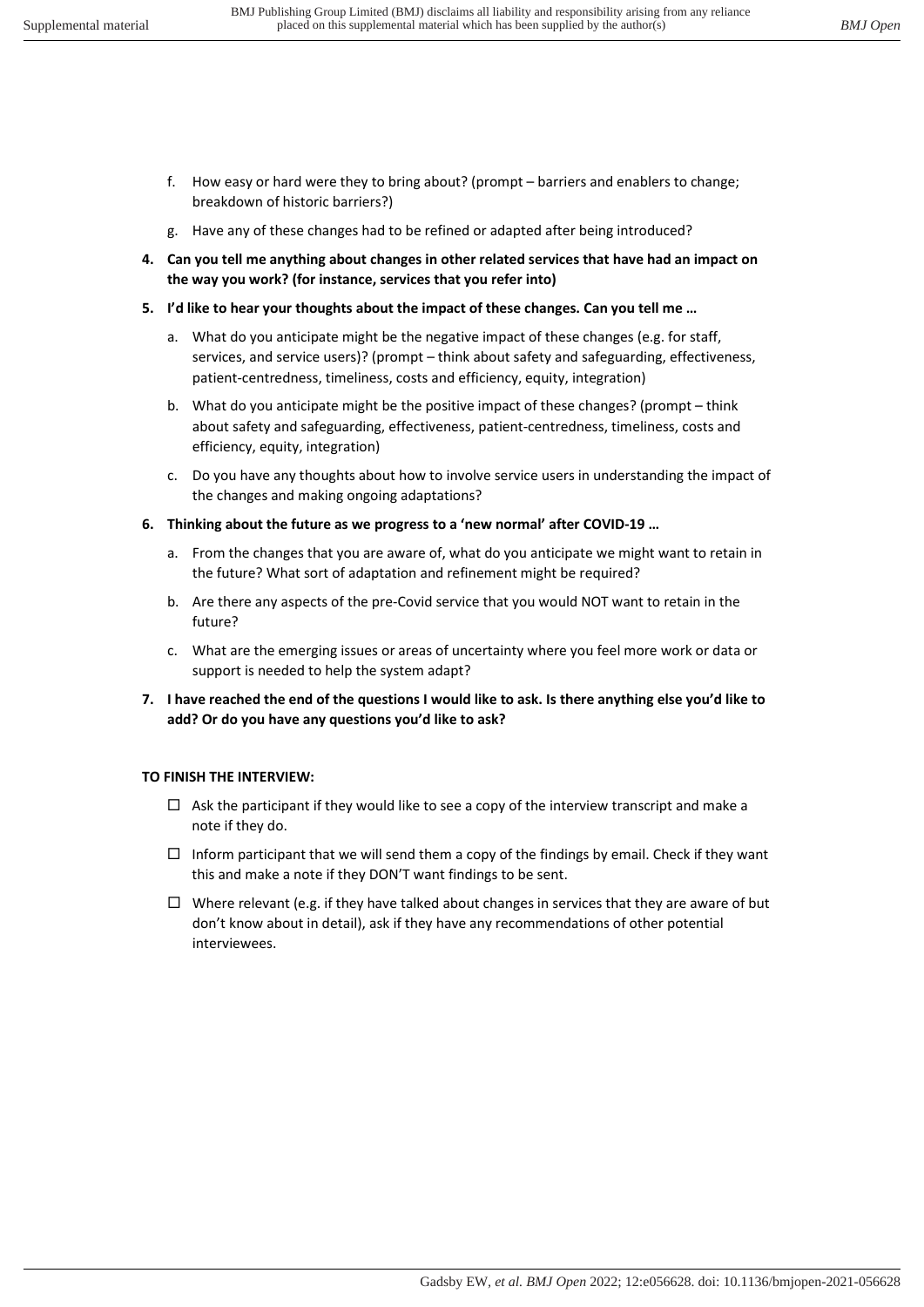f. How easy or hard were they to bring about? (prompt – barriers and enablers to change; breakdown of historic barriers?)

g. Have any of these changes had to be refined or adapted after being introduced?

**4. Can you tell me anything about changes in other related services that have had an impact on the way you work? (for instance, services that you refer into)**

**5. I'd like to hear your thoughts about the impact of these changes. Can you tell me …**

a. What do you anticipate might be the negative impact of these changes (e.g. for staff, services, and service users)? (prompt – think about safety and safeguarding, effectiveness, patient-centredness, timeliness, costs and efficiency, equity, integration)

b. What do you anticipate might be the positive impact of these changes? (prompt – think about safety and safeguarding, effectiveness, patient-centredness, timeliness, costs and efficiency, equity, integration)

c. Do you have any thoughts about how to involve service users in understanding the impact of the changes and making ongoing adaptations?

**6. Thinking about the future as we progress to a 'new normal' after COVID-19 …**

a. From the changes that you are aware of, what do you anticipate we might want to retain in the future? What sort of adaptation and refinement might be required?

b. Are there any aspects of the pre-Covid service that you would NOT want to retain in the future?

c. What are the emerging issues or areas of uncertainty where you feel more work or data or support is needed to help the system adapt?

**7. I have reached the end of the questions I would like to ask. Is there anything else you'd like to add? Or do you have any questions you'd like to ask?**

**TO FINISH THE INTERVIEW:**

- ☐ Ask the participant if they would like to see a copy of the interview transcript and make a note if they do.
- ☐ Inform participant that we will send them a copy of the findings by email. Check if they want this and make a note if they DON'T want findings to be sent.
- ☐ Where relevant (e.g. if they have talked about changes in services that they are aware of but don't know about in detail), ask if they have any recommendations of other potential interviewees.